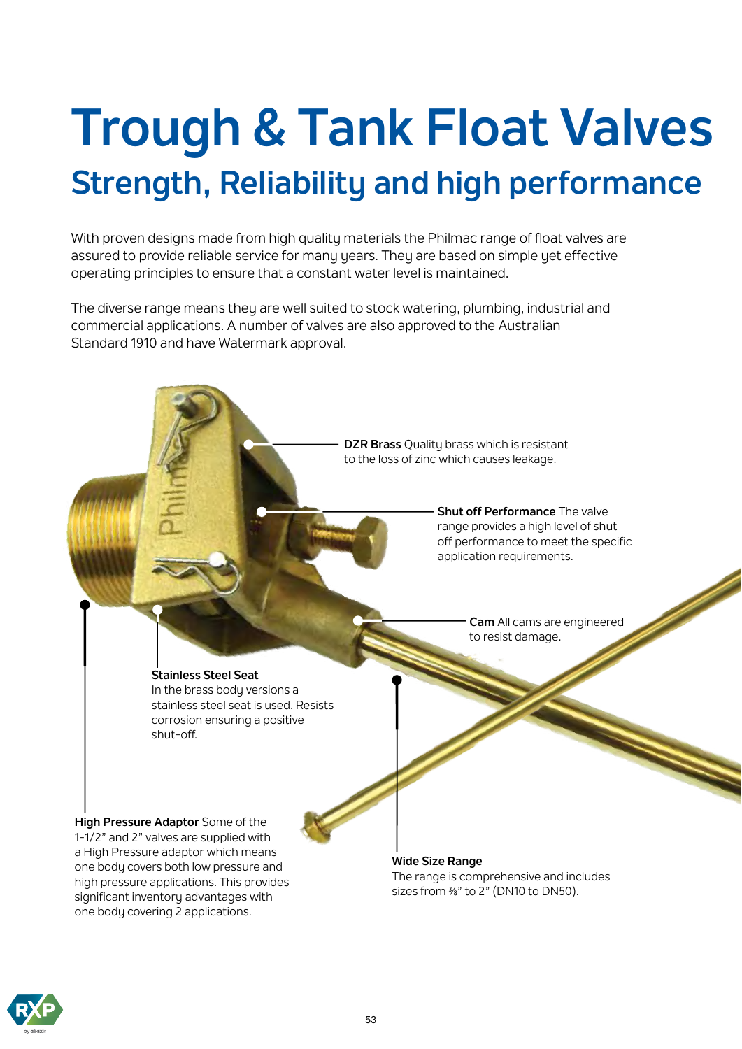# Trough & Tank Float Valves

## Strength, Reliability and high performance

With proven designs made from high quality materials the Philmac range of float valves are assured to provide reliable service for many years. They are based on simple yet effective operating principles to ensure that a constant water level is maintained.

The diverse range means they are well suited to stock watering, plumbing, industrial and commercial applications. A number of valves are also approved to the Australian Standard 1910 and have Watermark approval.

**DZR Brass** Quality brass which is resistant to the loss of zinc which causes leakage.

**Shut off Performance** The valve range provides a high level of shut off performance to meet the specific application requirements.

**Cam** All cams are engineered to resist damage.

**Stainless Steel Seat**
In the brass body versions a stainless steel seat is used. Resists corrosion ensuring a positive shut-off.

**High Pressure Adaptor** Some of the 1-1/2" and 2" valves are supplied with a High Pressure adaptor which means one body covers both low pressure and high pressure applications. This provides significant inventory advantages with one body covering 2 applications.

**Wide Size Range**
The range is comprehensive and includes sizes from ⅜" to 2" (DN10 to DN50).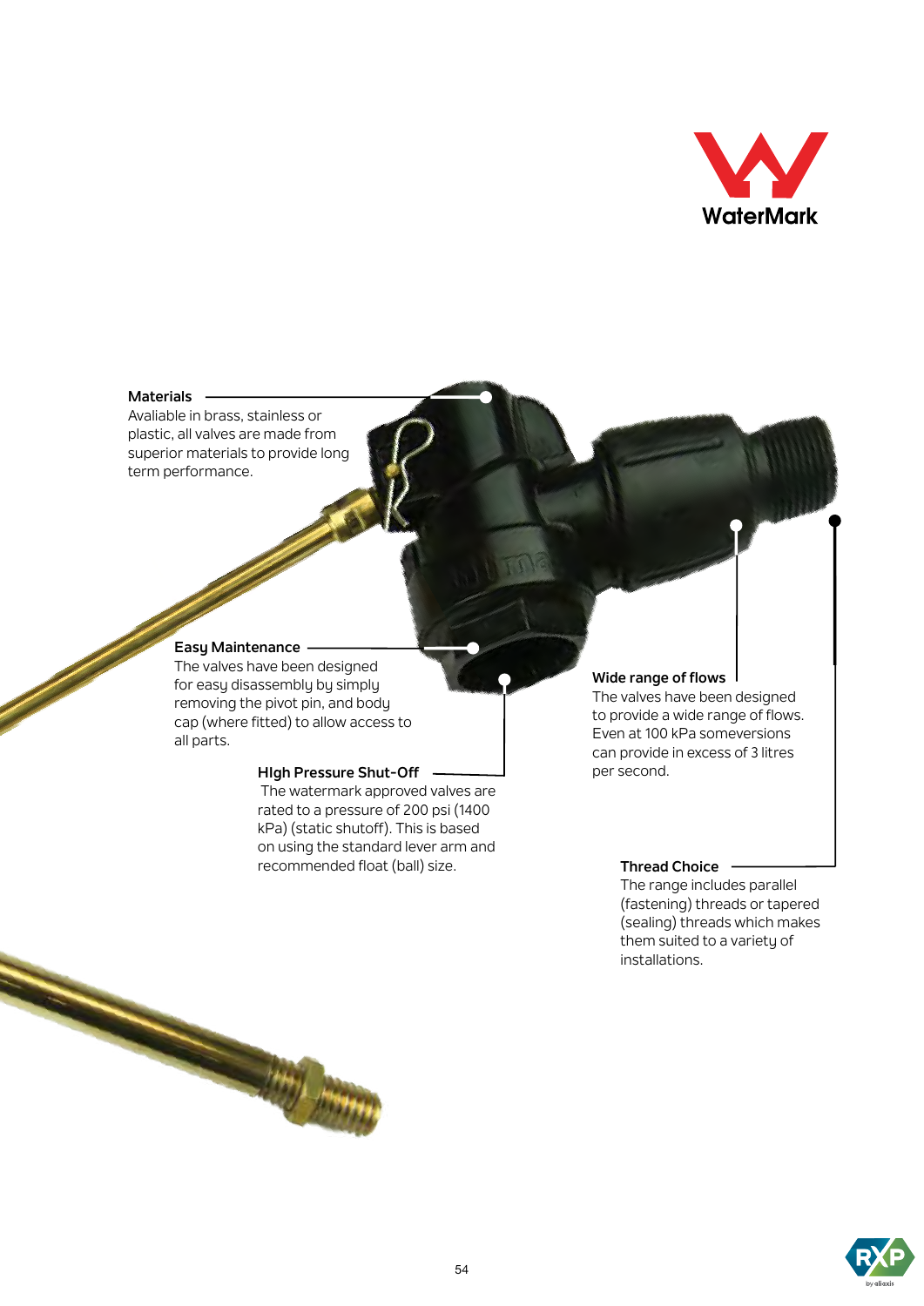WaterMark

**Materials**
Avaliable in brass, stainless or plastic, all valves are made from superior materials to provide long term performance.

**Easy Maintenance**
The valves have been designed for easy disassembly by simply removing the pivot pin, and body cap (where fitted) to allow access to all parts.

**HIgh Pressure Shut-Off**
The watermark approved valves are rated to a pressure of 200 psi (1400 kPa) (static shutoff). This is based on using the standard lever arm and recommended float (ball) size.

**Wide range of flows**
The valves have been designed to provide a wide range of flows. Even at 100 kPa someversions can provide in excess of 3 litres per second.

**Thread Choice**
The range includes parallel (fastening) threads or tapered (sealing) threads which makes them suited to a variety of installations.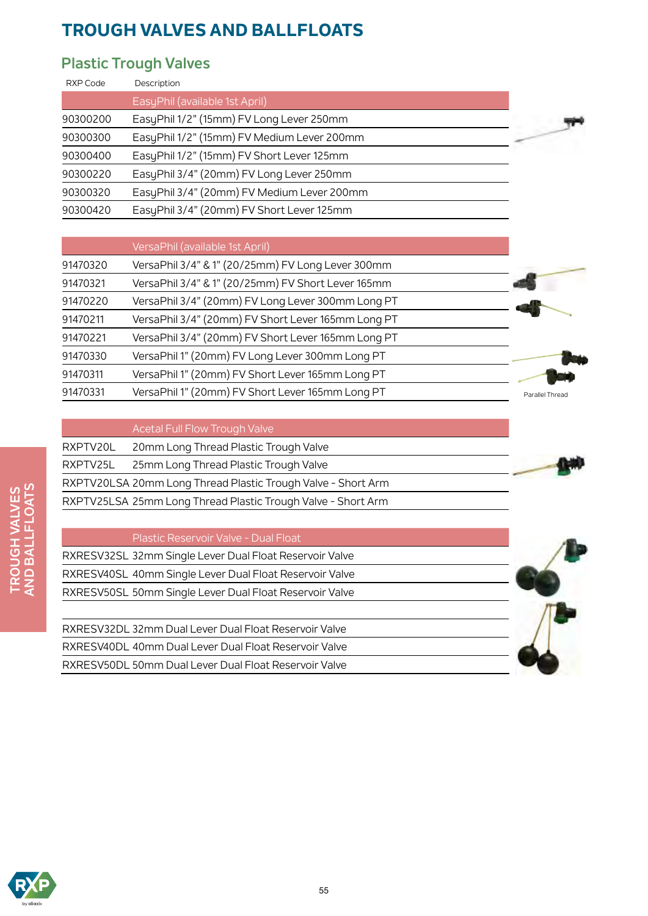# TROUGH VALVES AND BALLFLOATS

## Plastic Trough Valves

| RXP Code | Description |
|---|---|
| | EasyPhil (available 1st April) |
| 90300200 | EasyPhil 1/2" (15mm) FV Long Lever 250mm |
| 90300300 | EasyPhil 1/2" (15mm) FV Medium Lever 200mm |
| 90300400 | EasyPhil 1/2" (15mm) FV Short Lever 125mm |
| 90300220 | EasyPhil 3/4" (20mm) FV Long Lever 250mm |
| 90300320 | EasyPhil 3/4" (20mm) FV Medium Lever 200mm |
| 90300420 | EasyPhil 3/4" (20mm) FV Short Lever 125mm |

| RXP Code | Description |
|---|---|
| | VersaPhil (available 1st April) |
| 91470320 | VersaPhil 3/4" & 1" (20/25mm) FV Long Lever 300mm |
| 91470321 | VersaPhil 3/4" & 1" (20/25mm) FV Short Lever 165mm |
| 91470220 | VersaPhil 3/4" (20mm) FV Long Lever 300mm Long PT |
| 91470211 | VersaPhil 3/4" (20mm) FV Short Lever 165mm Long PT |
| 91470221 | VersaPhil 3/4" (20mm) FV Short Lever 165mm Long PT |
| 91470330 | VersaPhil 1" (20mm) FV Long Lever 300mm Long PT |
| 91470311 | VersaPhil 1" (20mm) FV Short Lever 165mm Long PT |
| 91470331 | VersaPhil 1" (20mm) FV Short Lever 165mm Long PT |

Parallel Thread

| RXP Code | Description |
|---|---|
| | Acetal Full Flow Trough Valve |
| RXPTV20L | 20mm Long Thread Plastic Trough Valve |
| RXPTV25L | 25mm Long Thread Plastic Trough Valve |
| RXPTV20LSA | 20mm Long Thread Plastic Trough Valve - Short Arm |
| RXPTV25LSA | 25mm Long Thread Plastic Trough Valve - Short Arm |

| RXP Code | Description |
|---|---|
| | Plastic Reservoir Valve - Dual Float |
| RXRESV32SL | 32mm Single Lever Dual Float Reservoir Valve |
| RXRESV40SL | 40mm Single Lever Dual Float Reservoir Valve |
| RXRESV50SL | 50mm Single Lever Dual Float Reservoir Valve |
| | |
| RXRESV32DL | 32mm Dual Lever Dual Float Reservoir Valve |
| RXRESV40DL | 40mm Dual Lever Dual Float Reservoir Valve |
| RXRESV50DL | 50mm Dual Lever Dual Float Reservoir Valve |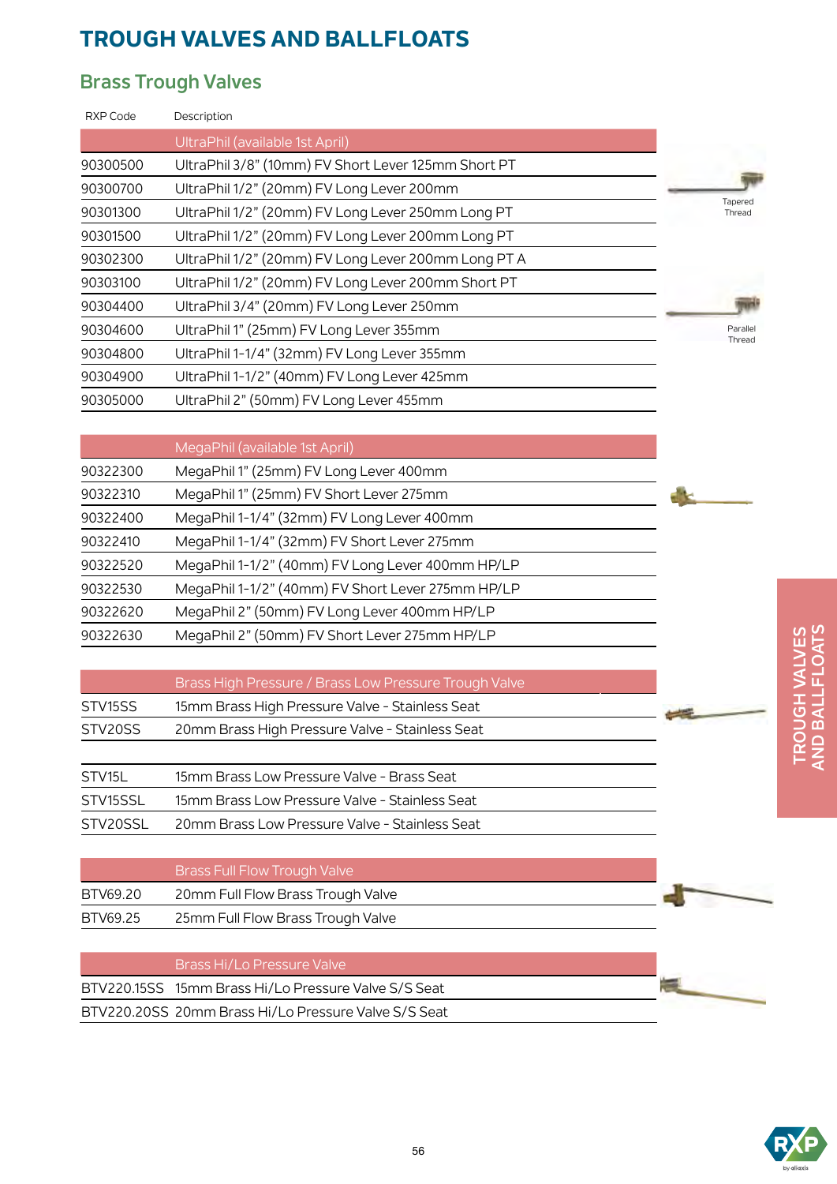# TROUGH VALVES AND BALLFLOATS

## Brass Trough Valves

| RXP Code | Description |
|---|---|
| | **UltraPhil (available 1st April)** |
| 90300500 | UltraPhil 3/8" (10mm) FV Short Lever 125mm Short PT |
| 90300700 | UltraPhil 1/2" (20mm) FV Long Lever 200mm |
| 90301300 | UltraPhil 1/2" (20mm) FV Long Lever 250mm Long PT |
| 90301500 | UltraPhil 1/2" (20mm) FV Long Lever 200mm Long PT |
| 90302300 | UltraPhil 1/2" (20mm) FV Long Lever 200mm Long PT A |
| 90303100 | UltraPhil 1/2" (20mm) FV Long Lever 200mm Short PT |
| 90304400 | UltraPhil 3/4" (20mm) FV Long Lever 250mm |
| 90304600 | UltraPhil 1" (25mm) FV Long Lever 355mm |
| 90304800 | UltraPhil 1-1/4" (32mm) FV Long Lever 355mm |
| 90304900 | UltraPhil 1-1/2" (40mm) FV Long Lever 425mm |
| 90305000 | UltraPhil 2" (50mm) FV Long Lever 455mm |

Tapered Thread

Parallel Thread

| RXP Code | Description |
|---|---|
| | **MegaPhil (available 1st April)** |
| 90322300 | MegaPhil 1" (25mm) FV Long Lever 400mm |
| 90322310 | MegaPhil 1" (25mm) FV Short Lever 275mm |
| 90322400 | MegaPhil 1-1/4" (32mm) FV Long Lever 400mm |
| 90322410 | MegaPhil 1-1/4" (32mm) FV Short Lever 275mm |
| 90322520 | MegaPhil 1-1/2" (40mm) FV Long Lever 400mm HP/LP |
| 90322530 | MegaPhil 1-1/2" (40mm) FV Short Lever 275mm HP/LP |
| 90322620 | MegaPhil 2" (50mm) FV Long Lever 400mm HP/LP |
| 90322630 | MegaPhil 2" (50mm) FV Short Lever 275mm HP/LP |

| RXP Code | Description |
|---|---|
| | **Brass High Pressure / Brass Low Pressure Trough Valve** |
| STV15SS | 15mm Brass High Pressure Valve - Stainless Seat |
| STV20SS | 20mm Brass High Pressure Valve - Stainless Seat |
| STV15L | 15mm Brass Low Pressure Valve - Brass Seat |
| STV15SSL | 15mm Brass Low Pressure Valve - Stainless Seat |
| STV20SSL | 20mm Brass Low Pressure Valve - Stainless Seat |

| RXP Code | Description |
|---|---|
| | **Brass Full Flow Trough Valve** |
| BTV69.20 | 20mm Full Flow Brass Trough Valve |
| BTV69.25 | 25mm Full Flow Brass Trough Valve |

| RXP Code | Description |
|---|---|
| | **Brass Hi/Lo Pressure Valve** |
| BTV220.15SS | 15mm Brass Hi/Lo Pressure Valve S/S Seat |
| BTV220.20SS | 20mm Brass Hi/Lo Pressure Valve S/S Seat |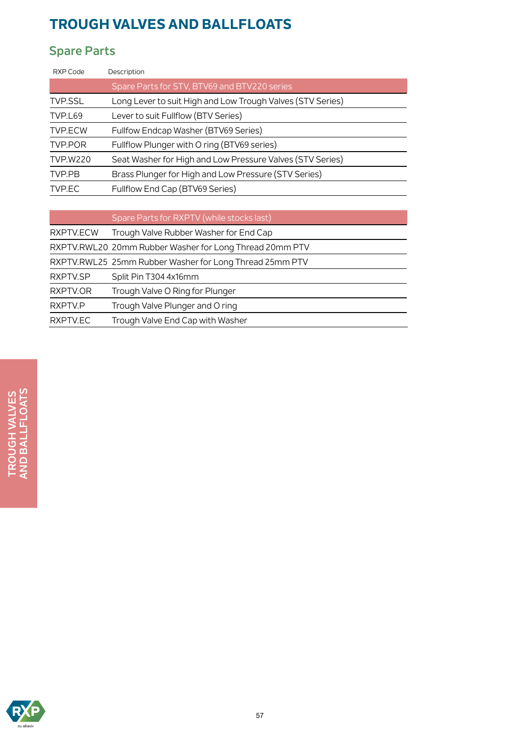# TROUGH VALVES AND BALLFLOATS

## Spare Parts

| RXP Code | Description |
|---|---|
| | Spare Parts for STV, BTV69 and BTV220 series |
| TVP.SSL | Long Lever to suit High and Low Trough Valves (STV Series) |
| TVP.L69 | Lever to suit Fullflow (BTV Series) |
| TVP.ECW | Fullfow Endcap Washer (BTV69 Series) |
| TVP.POR | Fullflow Plunger with O ring (BTV69 series) |
| TVP.W220 | Seat Washer for High and Low Pressure Valves (STV Series) |
| TVP.PB | Brass Plunger for High and Low Pressure (STV Series) |
| TVP.EC | Fullflow End Cap (BTV69 Series) |

| RXP Code | Description |
|---|---|
| | Spare Parts for RXPTV (while stocks last) |
| RXPTV.ECW | Trough Valve Rubber Washer for End Cap |
| RXPTV.RWL20 | 20mm Rubber Washer for Long Thread 20mm PTV |
| RXPTV.RWL25 | 25mm Rubber Washer for Long Thread 25mm PTV |
| RXPTV.SP | Split Pin T304 4x16mm |
| RXPTV.OR | Trough Valve O Ring for Plunger |
| RXPTV.P | Trough Valve Plunger and O ring |
| RXPTV.EC | Trough Valve End Cap with Washer |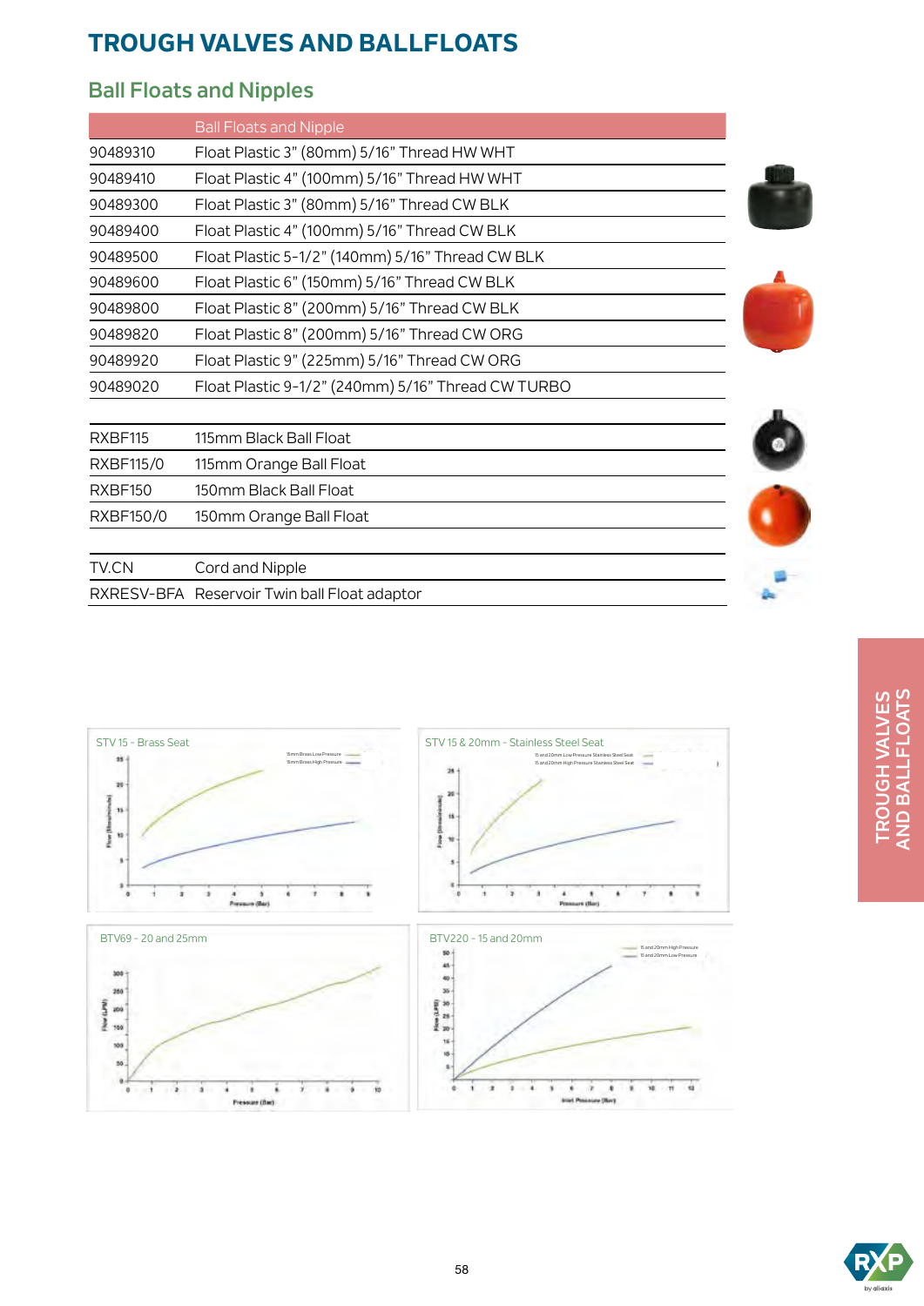# TROUGH VALVES AND BALLFLOATS

## Ball Floats and Nipples

| | Ball Floats and Nipple |
|---|---|
| 90489310 | Float Plastic 3" (80mm) 5/16" Thread HW WHT |
| 90489410 | Float Plastic 4" (100mm) 5/16" Thread HW WHT |
| 90489300 | Float Plastic 3" (80mm) 5/16" Thread CW BLK |
| 90489400 | Float Plastic 4" (100mm) 5/16" Thread CW BLK |
| 90489500 | Float Plastic 5-1/2" (140mm) 5/16" Thread CW BLK |
| 90489600 | Float Plastic 6" (150mm) 5/16" Thread CW BLK |
| 90489800 | Float Plastic 8" (200mm) 5/16" Thread CW BLK |
| 90489820 | Float Plastic 8" (200mm) 5/16" Thread CW ORG |
| 90489920 | Float Plastic 9" (225mm) 5/16" Thread CW ORG |
| 90489020 | Float Plastic 9-1/2" (240mm) 5/16" Thread CW TURBO |

| | |
|---|---|
| RXBF115 | 115mm Black Ball Float |
| RXBF115/0 | 115mm Orange Ball Float |
| RXBF150 | 150mm Black Ball Float |
| RXBF150/0 | 150mm Orange Ball Float |

| | |
|---|---|
| TV.CN | Cord and Nipple |
| RXRESV-BFA | Reservoir Twin ball Float adaptor |

STV 15 - Brass Seat

STV 15 & 20mm - Stainless Steel Seat

BTV69 - 20 and 25mm

BTV220 - 15 and 20mm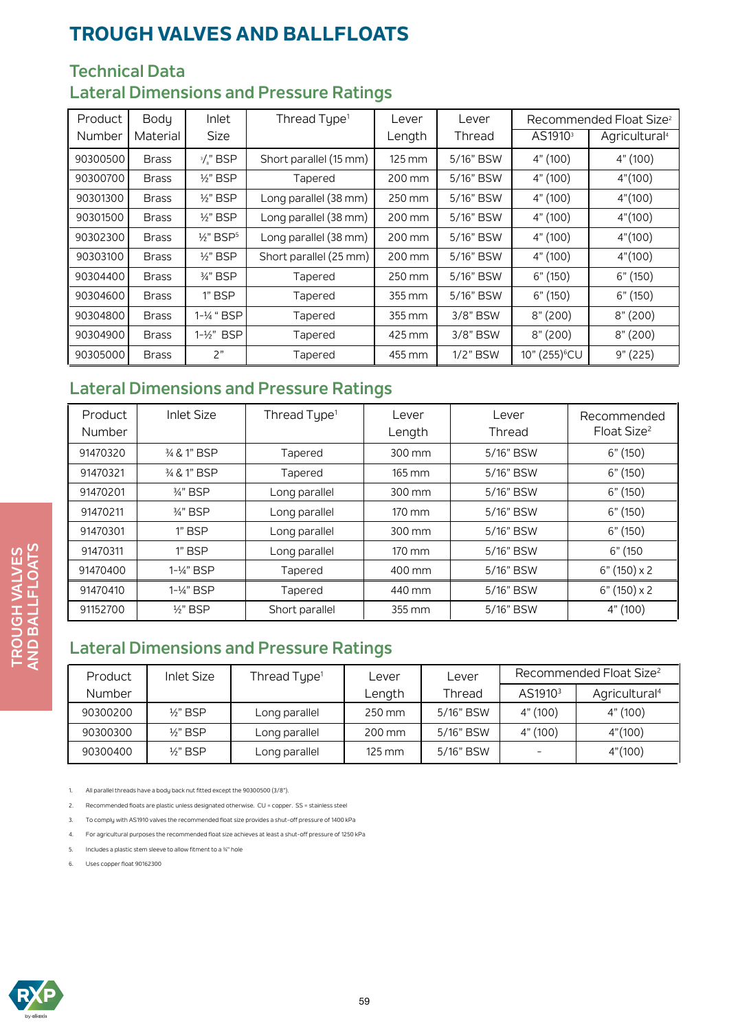# TROUGH VALVES AND BALLFLOATS

## Technical Data

## Lateral Dimensions and Pressure Ratings

| Product Number | Body Material | Inlet Size | Thread Type[1] | Lever Length | Lever Thread | Recommended Float Size[2] | |
|---|---|---|---|---|---|---|---|
| | | | | | | AS1910[3] | Agricultural[4] |
| 90300500 | Brass | 3/8" BSP | Short parallel (15 mm) | 125 mm | 5/16" BSW | 4" (100) | 4" (100) |
| 90300700 | Brass | ½" BSP | Tapered | 200 mm | 5/16" BSW | 4" (100) | 4"(100) |
| 90301300 | Brass | ½" BSP | Long parallel (38 mm) | 250 mm | 5/16" BSW | 4" (100) | 4"(100) |
| 90301500 | Brass | ½" BSP | Long parallel (38 mm) | 200 mm | 5/16" BSW | 4" (100) | 4"(100) |
| 90302300 | Brass | ½" BSP[5] | Long parallel (38 mm) | 200 mm | 5/16" BSW | 4" (100) | 4"(100) |
| 90303100 | Brass | ½" BSP | Short parallel (25 mm) | 200 mm | 5/16" BSW | 4" (100) | 4"(100) |
| 90304400 | Brass | ¾" BSP | Tapered | 250 mm | 5/16" BSW | 6" (150) | 6" (150) |
| 90304600 | Brass | 1" BSP | Tapered | 355 mm | 5/16" BSW | 6" (150) | 6" (150) |
| 90304800 | Brass | 1-¼ " BSP | Tapered | 355 mm | 3/8" BSW | 8" (200) | 8" (200) |
| 90304900 | Brass | 1-½" BSP | Tapered | 425 mm | 3/8" BSW | 8" (200) | 8" (200) |
| 90305000 | Brass | 2" | Tapered | 455 mm | 1/2" BSW | 10" (255)[6]CU | 9" (225) |

## Lateral Dimensions and Pressure Ratings

| Product Number | Inlet Size | Thread Type[1] | Lever Length | Lever Thread | Recommended Float Size[2] |
|---|---|---|---|---|---|
| 91470320 | ¾ & 1" BSP | Tapered | 300 mm | 5/16" BSW | 6" (150) |
| 91470321 | ¾ & 1" BSP | Tapered | 165 mm | 5/16" BSW | 6" (150) |
| 91470201 | ¾" BSP | Long parallel | 300 mm | 5/16" BSW | 6" (150) |
| 91470211 | ¾" BSP | Long parallel | 170 mm | 5/16" BSW | 6" (150) |
| 91470301 | 1" BSP | Long parallel | 300 mm | 5/16" BSW | 6" (150) |
| 91470311 | 1" BSP | Long parallel | 170 mm | 5/16" BSW | 6" (150 |
| 91470400 | 1-¼" BSP | Tapered | 400 mm | 5/16" BSW | 6" (150) x 2 |
| 91470410 | 1-¼" BSP | Tapered | 440 mm | 5/16" BSW | 6" (150) x 2 |
| 91152700 | ½" BSP | Short parallel | 355 mm | 5/16" BSW | 4" (100) |

## Lateral Dimensions and Pressure Ratings

| Product Number | Inlet Size | Thread Type[1] | Lever Length | Lever Thread | Recommended Float Size[2] | |
|---|---|---|---|---|---|---|
| | | | | | AS1910[3] | Agricultural[4] |
| 90300200 | ½" BSP | Long parallel | 250 mm | 5/16" BSW | 4" (100) | 4" (100) |
| 90300300 | ½" BSP | Long parallel | 200 mm | 5/16" BSW | 4" (100) | 4"(100) |
| 90300400 | ½" BSP | Long parallel | 125 mm | 5/16" BSW | - | 4"(100) |

1. All parallel threads have a body back nut fitted except the 90300500 (3/8").
2. Recommended floats are plastic unless designated otherwise. CU = copper. SS = stainless steel
3. To comply with AS1910 valves the recommended float size provides a shut-off pressure of 1400 kPa
4. For agricultural purposes the recommended float size achieves at least a shut-off pressure of 1250 kPa
5. Includes a plastic stem sleeve to allow fitment to a ¾" hole
6. Uses copper float 90162300

TROUGH VALVES AND BALLFLOATS